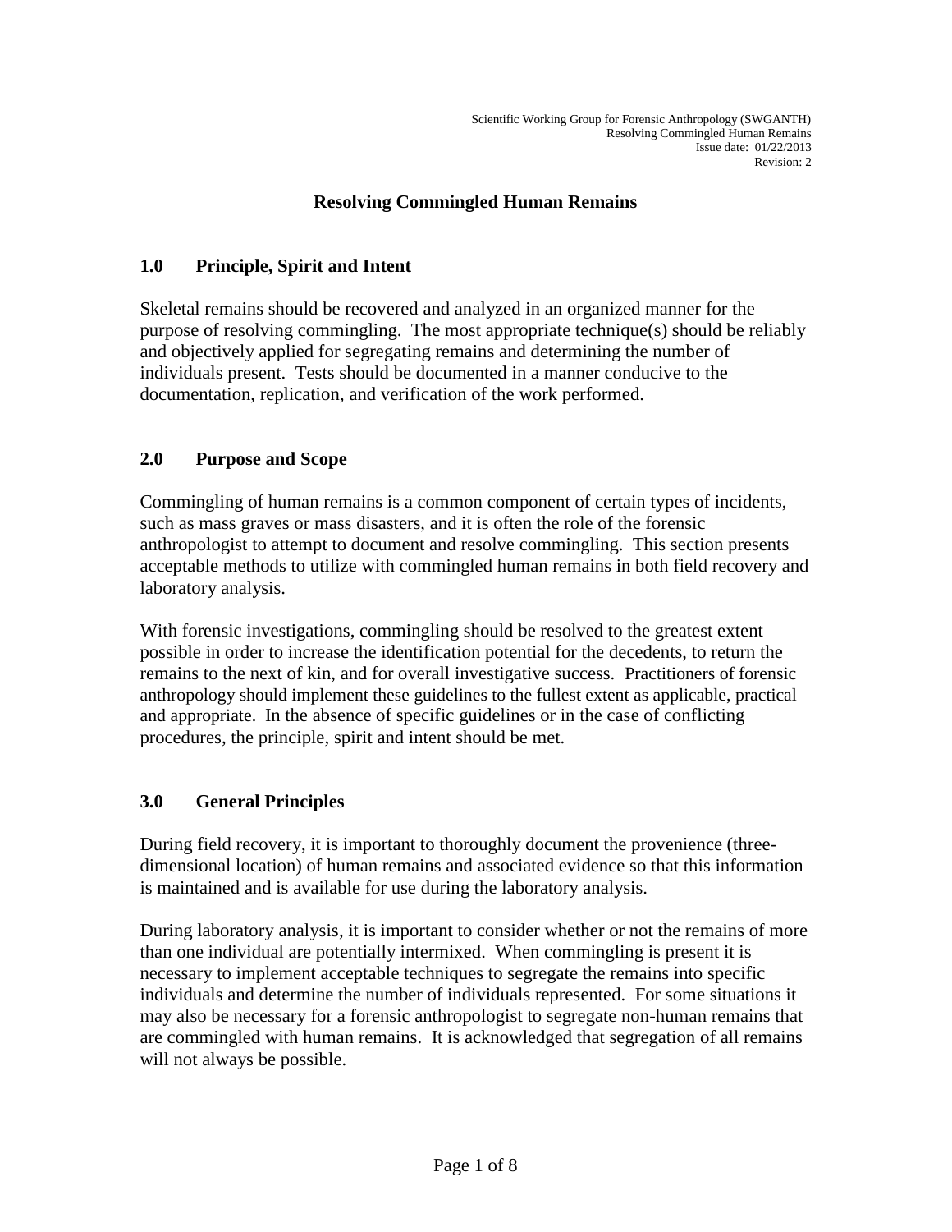# Resolving Commingled Human Remains

## 1.0 Principle, Spirit and Intent

Skeletal remains should be recovered and analyzed in an organized manner for the purpose of resolving commingling. The most appropriate technique(s) should be reliably and objectively applied for segregating remains and determining the number of individuals present. Tests should be documented in a manner conducive to the documentation, replication, and verification of the work performed.

## 2.0 Purpose and Scope

Commingling of human remains is a common component of certain types of incidents, such as mass graves or mass disasters, and it is often the role of the forensic anthropologist to attempt to document and resolve commingling. This section presents acceptable methods to utilize with commingled human remains in both field recovery and laboratory analysis.

With forensic investigations, commingling should be resolved to the greatest extent possible in order to increase the identification potential for the decedents, to return the remains to the next of kin, and for overall investigative success. Practitioners of forensic anthropology should implement these guidelines to the fullest extent as applicable, practical and appropriate. In the absence of specific guidelines or in the case of conflicting procedures, the principle, spirit and intent should be met.

## 3.0 General Principles

During field recovery, it is important to thoroughly document the provenience (three-dimensional location) of human remains and associated evidence so that this information is maintained and is available for use during the laboratory analysis.

During laboratory analysis, it is important to consider whether or not the remains of more than one individual are potentially intermixed. When commingling is present it is necessary to implement acceptable techniques to segregate the remains into specific individuals and determine the number of individuals represented. For some situations it may also be necessary for a forensic anthropologist to segregate non-human remains that are commingled with human remains. It is acknowledged that segregation of all remains will not always be possible.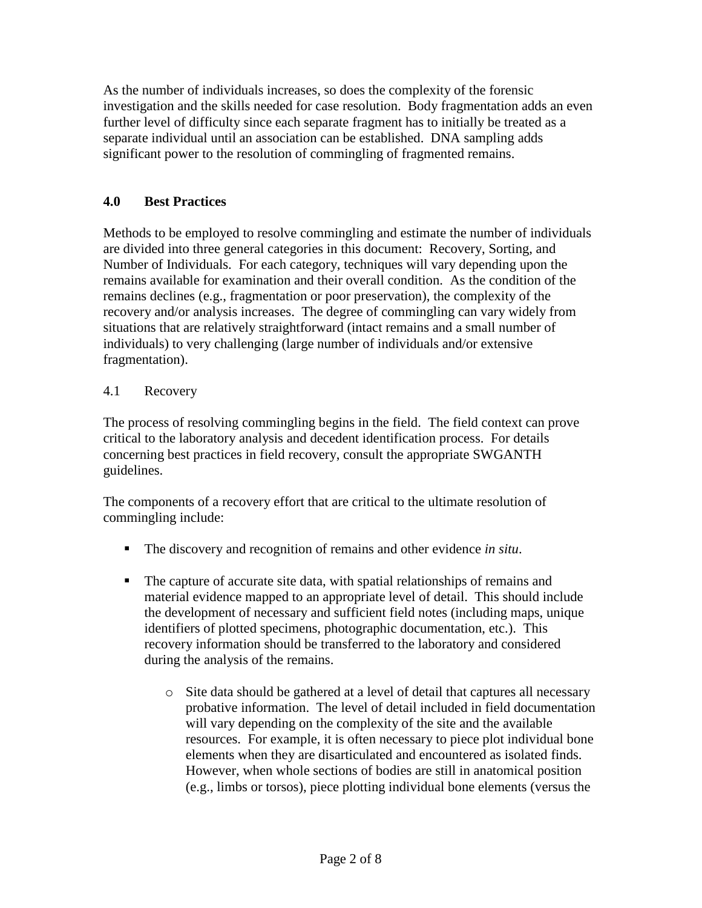As the number of individuals increases, so does the complexity of the forensic investigation and the skills needed for case resolution. Body fragmentation adds an even further level of difficulty since each separate fragment has to initially be treated as a separate individual until an association can be established. DNA sampling adds significant power to the resolution of commingling of fragmented remains.

## 4.0 Best Practices

Methods to be employed to resolve commingling and estimate the number of individuals are divided into three general categories in this document: Recovery, Sorting, and Number of Individuals. For each category, techniques will vary depending upon the remains available for examination and their overall condition. As the condition of the remains declines (e.g., fragmentation or poor preservation), the complexity of the recovery and/or analysis increases. The degree of commingling can vary widely from situations that are relatively straightforward (intact remains and a small number of individuals) to very challenging (large number of individuals and/or extensive fragmentation).

### 4.1 Recovery

The process of resolving commingling begins in the field. The field context can prove critical to the laboratory analysis and decedent identification process. For details concerning best practices in field recovery, consult the appropriate SWGANTH guidelines.

The components of a recovery effort that are critical to the ultimate resolution of commingling include:

- The discovery and recognition of remains and other evidence *in situ*.
- The capture of accurate site data, with spatial relationships of remains and material evidence mapped to an appropriate level of detail. This should include the development of necessary and sufficient field notes (including maps, unique identifiers of plotted specimens, photographic documentation, etc.). This recovery information should be transferred to the laboratory and considered during the analysis of the remains.
  - Site data should be gathered at a level of detail that captures all necessary probative information. The level of detail included in field documentation will vary depending on the complexity of the site and the available resources. For example, it is often necessary to piece plot individual bone elements when they are disarticulated and encountered as isolated finds. However, when whole sections of bodies are still in anatomical position (e.g., limbs or torsos), piece plotting individual bone elements (versus the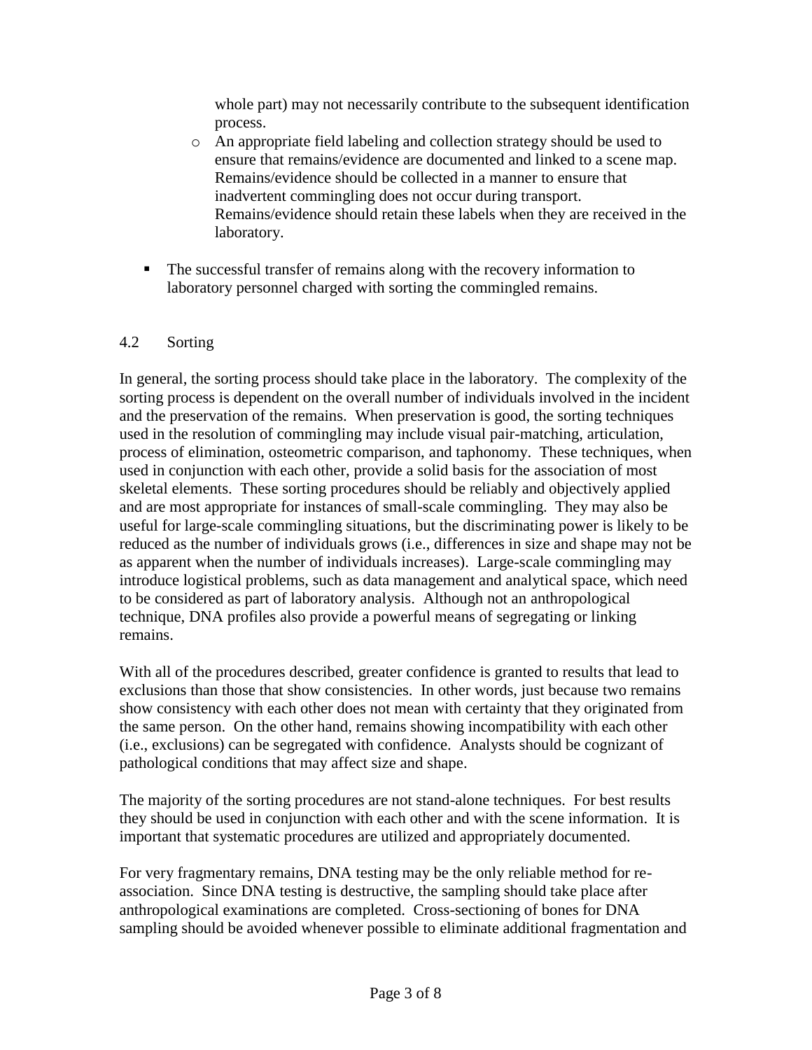whole part) may not necessarily contribute to the subsequent identification process.

  - An appropriate field labeling and collection strategy should be used to ensure that remains/evidence are documented and linked to a scene map. Remains/evidence should be collected in a manner to ensure that inadvertent commingling does not occur during transport. Remains/evidence should retain these labels when they are received in the laboratory.

- The successful transfer of remains along with the recovery information to laboratory personnel charged with sorting the commingled remains.

## 4.2 Sorting

In general, the sorting process should take place in the laboratory. The complexity of the sorting process is dependent on the overall number of individuals involved in the incident and the preservation of the remains. When preservation is good, the sorting techniques used in the resolution of commingling may include visual pair-matching, articulation, process of elimination, osteometric comparison, and taphonomy. These techniques, when used in conjunction with each other, provide a solid basis for the association of most skeletal elements. These sorting procedures should be reliably and objectively applied and are most appropriate for instances of small-scale commingling. They may also be useful for large-scale commingling situations, but the discriminating power is likely to be reduced as the number of individuals grows (i.e., differences in size and shape may not be as apparent when the number of individuals increases). Large-scale commingling may introduce logistical problems, such as data management and analytical space, which need to be considered as part of laboratory analysis. Although not an anthropological technique, DNA profiles also provide a powerful means of segregating or linking remains.

With all of the procedures described, greater confidence is granted to results that lead to exclusions than those that show consistencies. In other words, just because two remains show consistency with each other does not mean with certainty that they originated from the same person. On the other hand, remains showing incompatibility with each other (i.e., exclusions) can be segregated with confidence. Analysts should be cognizant of pathological conditions that may affect size and shape.

The majority of the sorting procedures are not stand-alone techniques. For best results they should be used in conjunction with each other and with the scene information. It is important that systematic procedures are utilized and appropriately documented.

For very fragmentary remains, DNA testing may be the only reliable method for re-association. Since DNA testing is destructive, the sampling should take place after anthropological examinations are completed. Cross-sectioning of bones for DNA sampling should be avoided whenever possible to eliminate additional fragmentation and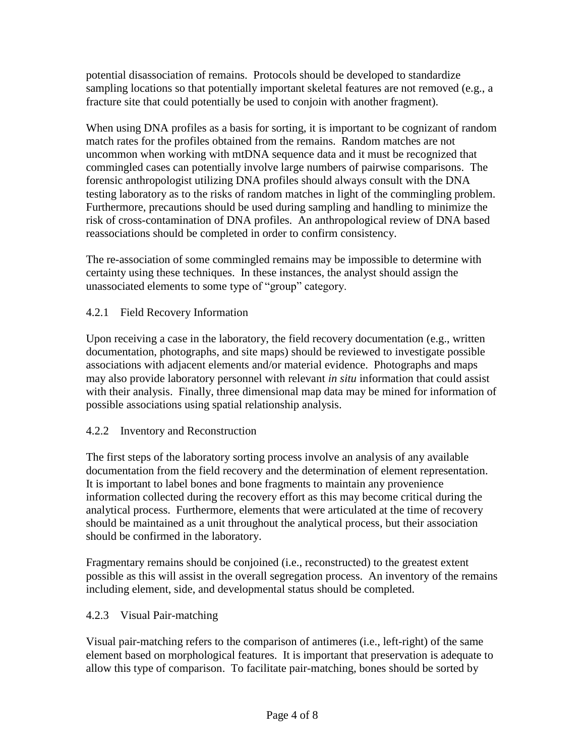potential disassociation of remains. Protocols should be developed to standardize sampling locations so that potentially important skeletal features are not removed (e.g., a fracture site that could potentially be used to conjoin with another fragment).

When using DNA profiles as a basis for sorting, it is important to be cognizant of random match rates for the profiles obtained from the remains. Random matches are not uncommon when working with mtDNA sequence data and it must be recognized that commingled cases can potentially involve large numbers of pairwise comparisons. The forensic anthropologist utilizing DNA profiles should always consult with the DNA testing laboratory as to the risks of random matches in light of the commingling problem. Furthermore, precautions should be used during sampling and handling to minimize the risk of cross-contamination of DNA profiles. An anthropological review of DNA based reassociations should be completed in order to confirm consistency.

The re-association of some commingled remains may be impossible to determine with certainty using these techniques. In these instances, the analyst should assign the unassociated elements to some type of "group" category.

### 4.2.1 Field Recovery Information

Upon receiving a case in the laboratory, the field recovery documentation (e.g., written documentation, photographs, and site maps) should be reviewed to investigate possible associations with adjacent elements and/or material evidence. Photographs and maps may also provide laboratory personnel with relevant *in situ* information that could assist with their analysis. Finally, three dimensional map data may be mined for information of possible associations using spatial relationship analysis.

### 4.2.2 Inventory and Reconstruction

The first steps of the laboratory sorting process involve an analysis of any available documentation from the field recovery and the determination of element representation. It is important to label bones and bone fragments to maintain any provenience information collected during the recovery effort as this may become critical during the analytical process. Furthermore, elements that were articulated at the time of recovery should be maintained as a unit throughout the analytical process, but their association should be confirmed in the laboratory.

Fragmentary remains should be conjoined (i.e., reconstructed) to the greatest extent possible as this will assist in the overall segregation process. An inventory of the remains including element, side, and developmental status should be completed.

### 4.2.3 Visual Pair-matching

Visual pair-matching refers to the comparison of antimeres (i.e., left-right) of the same element based on morphological features. It is important that preservation is adequate to allow this type of comparison. To facilitate pair-matching, bones should be sorted by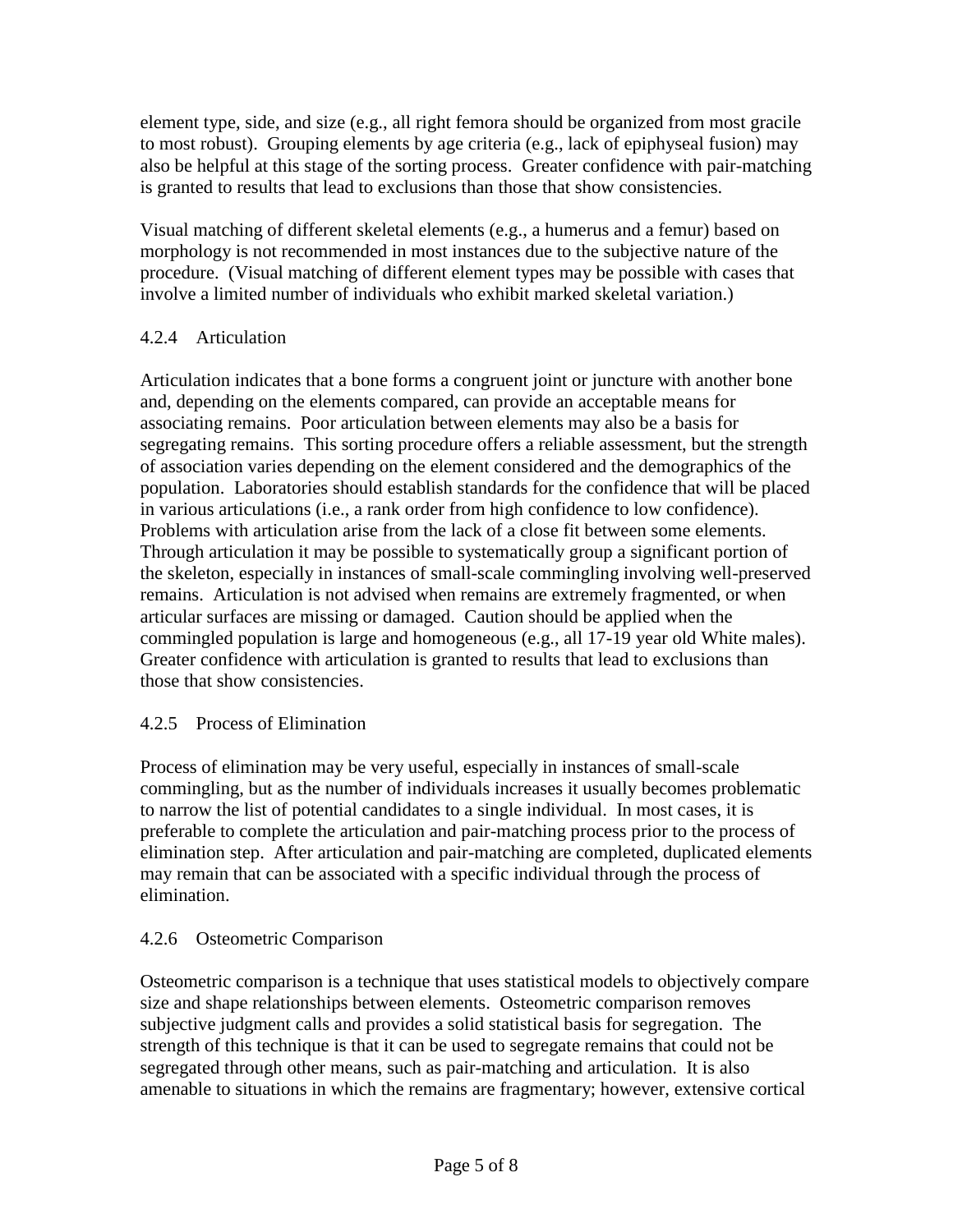element type, side, and size (e.g., all right femora should be organized from most gracile to most robust). Grouping elements by age criteria (e.g., lack of epiphyseal fusion) may also be helpful at this stage of the sorting process. Greater confidence with pair-matching is granted to results that lead to exclusions than those that show consistencies.

Visual matching of different skeletal elements (e.g., a humerus and a femur) based on morphology is not recommended in most instances due to the subjective nature of the procedure. (Visual matching of different element types may be possible with cases that involve a limited number of individuals who exhibit marked skeletal variation.)

#### 4.2.4 Articulation

Articulation indicates that a bone forms a congruent joint or juncture with another bone and, depending on the elements compared, can provide an acceptable means for associating remains. Poor articulation between elements may also be a basis for segregating remains. This sorting procedure offers a reliable assessment, but the strength of association varies depending on the element considered and the demographics of the population. Laboratories should establish standards for the confidence that will be placed in various articulations (i.e., a rank order from high confidence to low confidence). Problems with articulation arise from the lack of a close fit between some elements. Through articulation it may be possible to systematically group a significant portion of the skeleton, especially in instances of small-scale commingling involving well-preserved remains. Articulation is not advised when remains are extremely fragmented, or when articular surfaces are missing or damaged. Caution should be applied when the commingled population is large and homogeneous (e.g., all 17-19 year old White males). Greater confidence with articulation is granted to results that lead to exclusions than those that show consistencies.

#### 4.2.5 Process of Elimination

Process of elimination may be very useful, especially in instances of small-scale commingling, but as the number of individuals increases it usually becomes problematic to narrow the list of potential candidates to a single individual. In most cases, it is preferable to complete the articulation and pair-matching process prior to the process of elimination step. After articulation and pair-matching are completed, duplicated elements may remain that can be associated with a specific individual through the process of elimination.

#### 4.2.6 Osteometric Comparison

Osteometric comparison is a technique that uses statistical models to objectively compare size and shape relationships between elements. Osteometric comparison removes subjective judgment calls and provides a solid statistical basis for segregation. The strength of this technique is that it can be used to segregate remains that could not be segregated through other means, such as pair-matching and articulation. It is also amenable to situations in which the remains are fragmentary; however, extensive cortical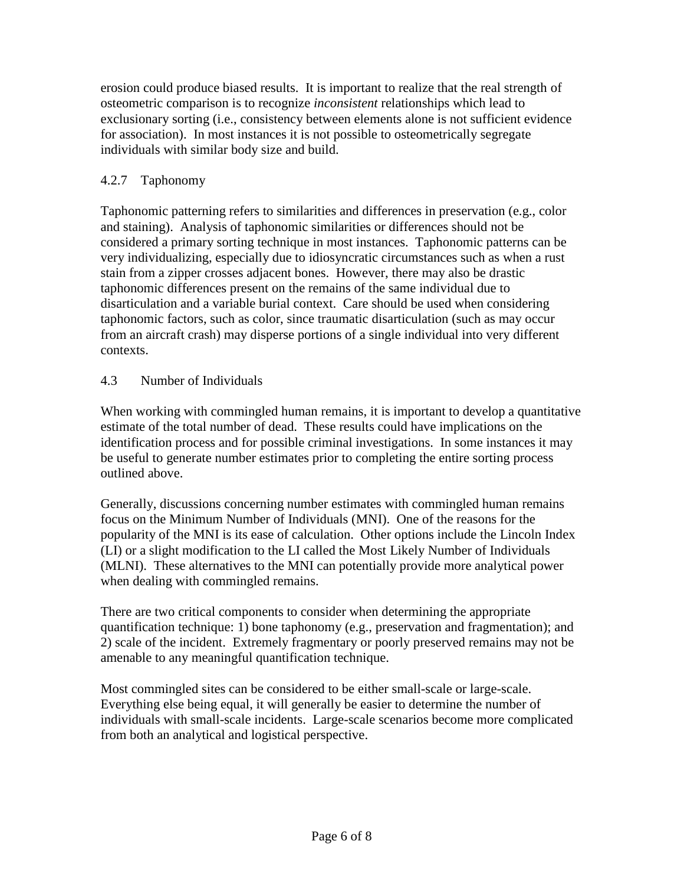erosion could produce biased results. It is important to realize that the real strength of osteometric comparison is to recognize *inconsistent* relationships which lead to exclusionary sorting (i.e., consistency between elements alone is not sufficient evidence for association). In most instances it is not possible to osteometrically segregate individuals with similar body size and build.

### 4.2.7 Taphonomy

Taphonomic patterning refers to similarities and differences in preservation (e.g., color and staining). Analysis of taphonomic similarities or differences should not be considered a primary sorting technique in most instances. Taphonomic patterns can be very individualizing, especially due to idiosyncratic circumstances such as when a rust stain from a zipper crosses adjacent bones. However, there may also be drastic taphonomic differences present on the remains of the same individual due to disarticulation and a variable burial context. Care should be used when considering taphonomic factors, such as color, since traumatic disarticulation (such as may occur from an aircraft crash) may disperse portions of a single individual into very different contexts.

## 4.3 Number of Individuals

When working with commingled human remains, it is important to develop a quantitative estimate of the total number of dead. These results could have implications on the identification process and for possible criminal investigations. In some instances it may be useful to generate number estimates prior to completing the entire sorting process outlined above.

Generally, discussions concerning number estimates with commingled human remains focus on the Minimum Number of Individuals (MNI). One of the reasons for the popularity of the MNI is its ease of calculation. Other options include the Lincoln Index (LI) or a slight modification to the LI called the Most Likely Number of Individuals (MLNI). These alternatives to the MNI can potentially provide more analytical power when dealing with commingled remains.

There are two critical components to consider when determining the appropriate quantification technique: 1) bone taphonomy (e.g., preservation and fragmentation); and 2) scale of the incident. Extremely fragmentary or poorly preserved remains may not be amenable to any meaningful quantification technique.

Most commingled sites can be considered to be either small-scale or large-scale. Everything else being equal, it will generally be easier to determine the number of individuals with small-scale incidents. Large-scale scenarios become more complicated from both an analytical and logistical perspective.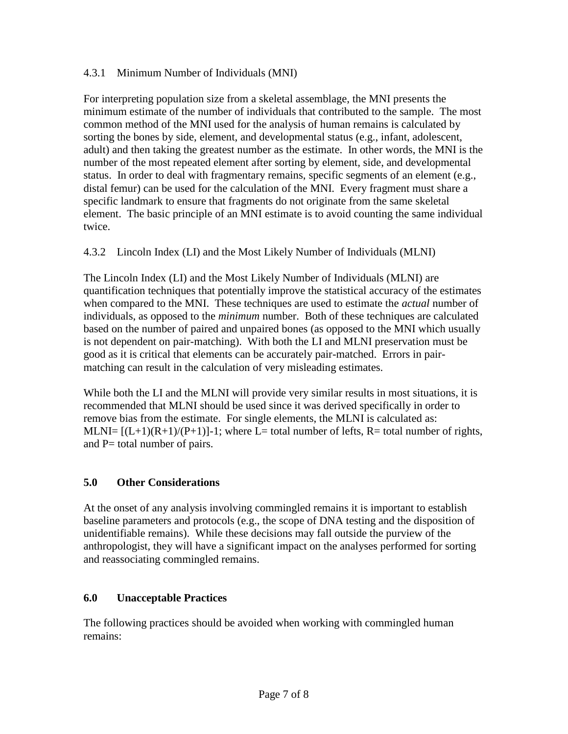#### 4.3.1 Minimum Number of Individuals (MNI)

For interpreting population size from a skeletal assemblage, the MNI presents the minimum estimate of the number of individuals that contributed to the sample. The most common method of the MNI used for the analysis of human remains is calculated by sorting the bones by side, element, and developmental status (e.g., infant, adolescent, adult) and then taking the greatest number as the estimate. In other words, the MNI is the number of the most repeated element after sorting by element, side, and developmental status. In order to deal with fragmentary remains, specific segments of an element (e.g., distal femur) can be used for the calculation of the MNI. Every fragment must share a specific landmark to ensure that fragments do not originate from the same skeletal element. The basic principle of an MNI estimate is to avoid counting the same individual twice.

#### 4.3.2 Lincoln Index (LI) and the Most Likely Number of Individuals (MLNI)

The Lincoln Index (LI) and the Most Likely Number of Individuals (MLNI) are quantification techniques that potentially improve the statistical accuracy of the estimates when compared to the MNI. These techniques are used to estimate the *actual* number of individuals, as opposed to the *minimum* number. Both of these techniques are calculated based on the number of paired and unpaired bones (as opposed to the MNI which usually is not dependent on pair-matching). With both the LI and MLNI preservation must be good as it is critical that elements can be accurately pair-matched. Errors in pair-matching can result in the calculation of very misleading estimates.

While both the LI and the MLNI will provide very similar results in most situations, it is recommended that MLNI should be used since it was derived specifically in order to remove bias from the estimate. For single elements, the MLNI is calculated as: $MLNI= [(L+1)(R+1)/(P+1)]-1$; where $L$= total number of lefts, $R$= total number of rights, and $P$= total number of pairs.

## 5.0 Other Considerations

At the onset of any analysis involving commingled remains it is important to establish baseline parameters and protocols (e.g., the scope of DNA testing and the disposition of unidentifiable remains). While these decisions may fall outside the purview of the anthropologist, they will have a significant impact on the analyses performed for sorting and reassociating commingled remains.

## 6.0 Unacceptable Practices

The following practices should be avoided when working with commingled human remains: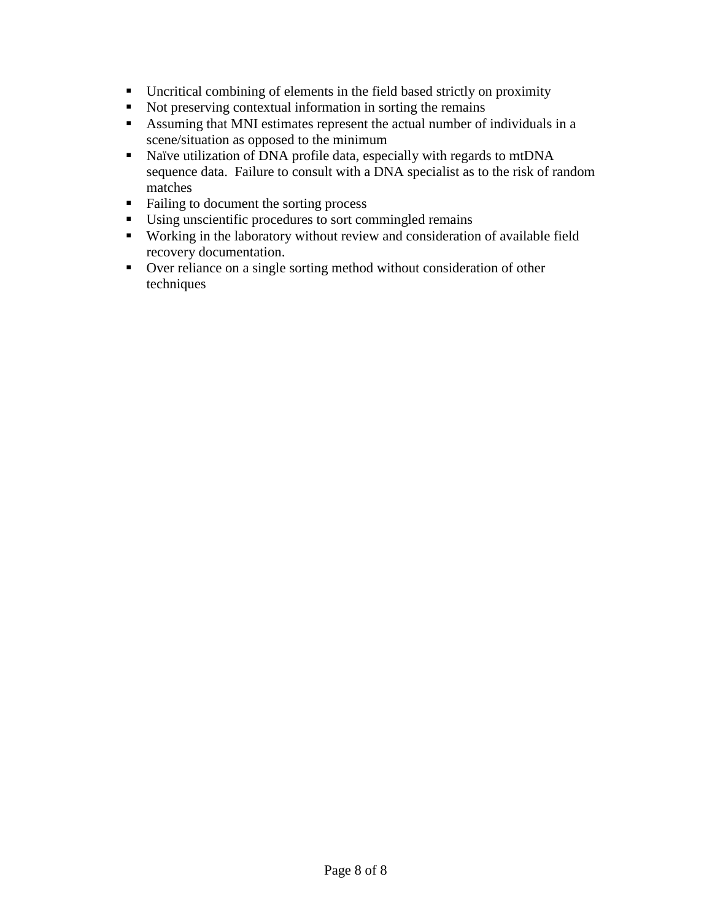- Uncritical combining of elements in the field based strictly on proximity
- Not preserving contextual information in sorting the remains
- Assuming that MNI estimates represent the actual number of individuals in a scene/situation as opposed to the minimum
- Naïve utilization of DNA profile data, especially with regards to mtDNA sequence data.  Failure to consult with a DNA specialist as to the risk of random matches
- Failing to document the sorting process
- Using unscientific procedures to sort commingled remains
- Working in the laboratory without review and consideration of available field recovery documentation.
- Over reliance on a single sorting method without consideration of other techniques